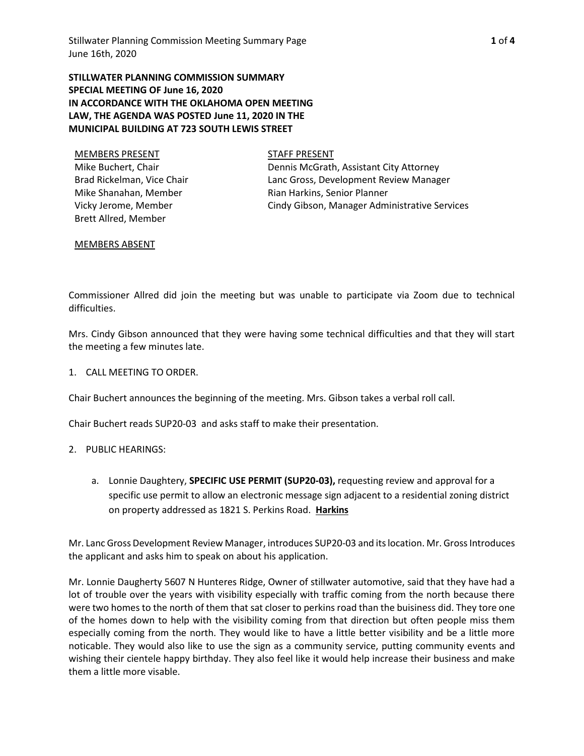**STILLWATER PLANNING COMMISSION SUMMARY**
**SPECIAL MEETING OF June 16, 2020**
**IN ACCORDANCE WITH THE OKLAHOMA OPEN MEETING LAW, THE AGENDA WAS POSTED June 11, 2020 IN THE MUNICIPAL BUILDING AT 723 SOUTH LEWIS STREET**

| MEMBERS PRESENT | STAFF PRESENT |
|---|---|
| Mike Buchert, Chair | Dennis McGrath, Assistant City Attorney |
| Brad Rickelman, Vice Chair | Lanc Gross, Development Review Manager |
| Mike Shanahan, Member | Rian Harkins, Senior Planner |
| Vicky Jerome, Member | Cindy Gibson, Manager Administrative Services |
| Brett Allred, Member | |

MEMBERS ABSENT

Commissioner Allred did join the meeting but was unable to participate via Zoom due to technical difficulties.

Mrs. Cindy Gibson announced that they were having some technical difficulties and that they will start the meeting a few minutes late.

1. CALL MEETING TO ORDER.

Chair Buchert announces the beginning of the meeting. Mrs. Gibson takes a verbal roll call.

Chair Buchert reads SUP20-03 and asks staff to make their presentation.

2. PUBLIC HEARINGS:

   a. Lonnie Daughtery, **SPECIFIC USE PERMIT (SUP20-03),** requesting review and approval for a specific use permit to allow an electronic message sign adjacent to a residential zoning district on property addressed as 1821 S. Perkins Road. **Harkins**

Mr. Lanc Gross Development Review Manager, introduces SUP20-03 and its location. Mr. Gross Introduces the applicant and asks him to speak on about his application.

Mr. Lonnie Daugherty 5607 N Hunteres Ridge, Owner of stillwater automotive, said that they have had a lot of trouble over the years with visibility especially with traffic coming from the north because there were two homes to the north of them that sat closer to perkins road than the buisiness did. They tore one of the homes down to help with the visibility coming from that direction but often people miss them especially coming from the north. They would like to have a little better visibility and be a little more noticable. They would also like to use the sign as a community service, putting community events and wishing their cientele happy birthday. They also feel like it would help increase their business and make them a little more visable.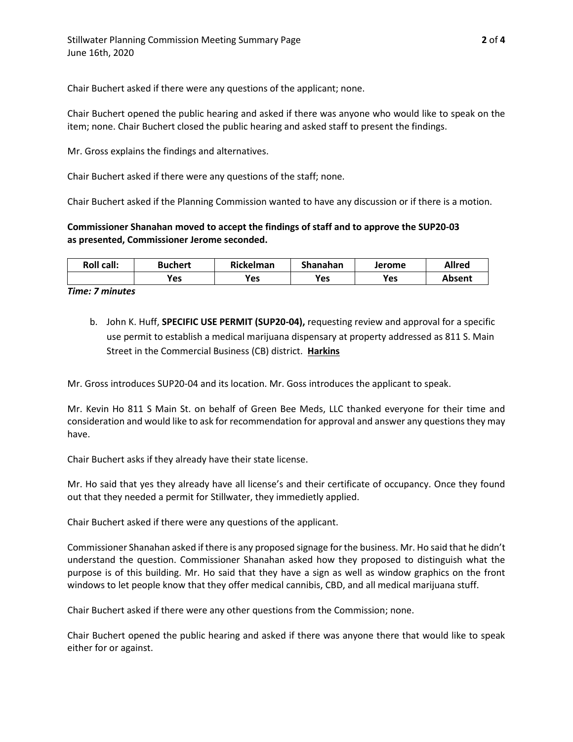Chair Buchert asked if there were any questions of the applicant; none.

Chair Buchert opened the public hearing and asked if there was anyone who would like to speak on the item; none. Chair Buchert closed the public hearing and asked staff to present the findings.

Mr. Gross explains the findings and alternatives.

Chair Buchert asked if there were any questions of the staff; none.

Chair Buchert asked if the Planning Commission wanted to have any discussion or if there is a motion.

**Commissioner Shanahan moved to accept the findings of staff and to approve the SUP20-03 as presented, Commissioner Jerome seconded.**

| Roll call: | Buchert | Rickelman | Shanahan | Jerome | Allred |
|---|---|---|---|---|---|
| | Yes | Yes | Yes | Yes | Absent |

***Time: 7 minutes***

b. John K. Huff, **SPECIFIC USE PERMIT (SUP20-04),** requesting review and approval for a specific use permit to establish a medical marijuana dispensary at property addressed as 811 S. Main Street in the Commercial Business (CB) district. **Harkins**

Mr. Gross introduces SUP20-04 and its location. Mr. Goss introduces the applicant to speak.

Mr. Kevin Ho 811 S Main St. on behalf of Green Bee Meds, LLC thanked everyone for their time and consideration and would like to ask for recommendation for approval and answer any questions they may have.

Chair Buchert asks if they already have their state license.

Mr. Ho said that yes they already have all license's and their certificate of occupancy. Once they found out that they needed a permit for Stillwater, they immedietly applied.

Chair Buchert asked if there were any questions of the applicant.

Commissioner Shanahan asked if there is any proposed signage for the business. Mr. Ho said that he didn't understand the question. Commissioner Shanahan asked how they proposed to distinguish what the purpose is of this building. Mr. Ho said that they have a sign as well as window graphics on the front windows to let people know that they offer medical cannibis, CBD, and all medical marijuana stuff.

Chair Buchert asked if there were any other questions from the Commission; none.

Chair Buchert opened the public hearing and asked if there was anyone there that would like to speak either for or against.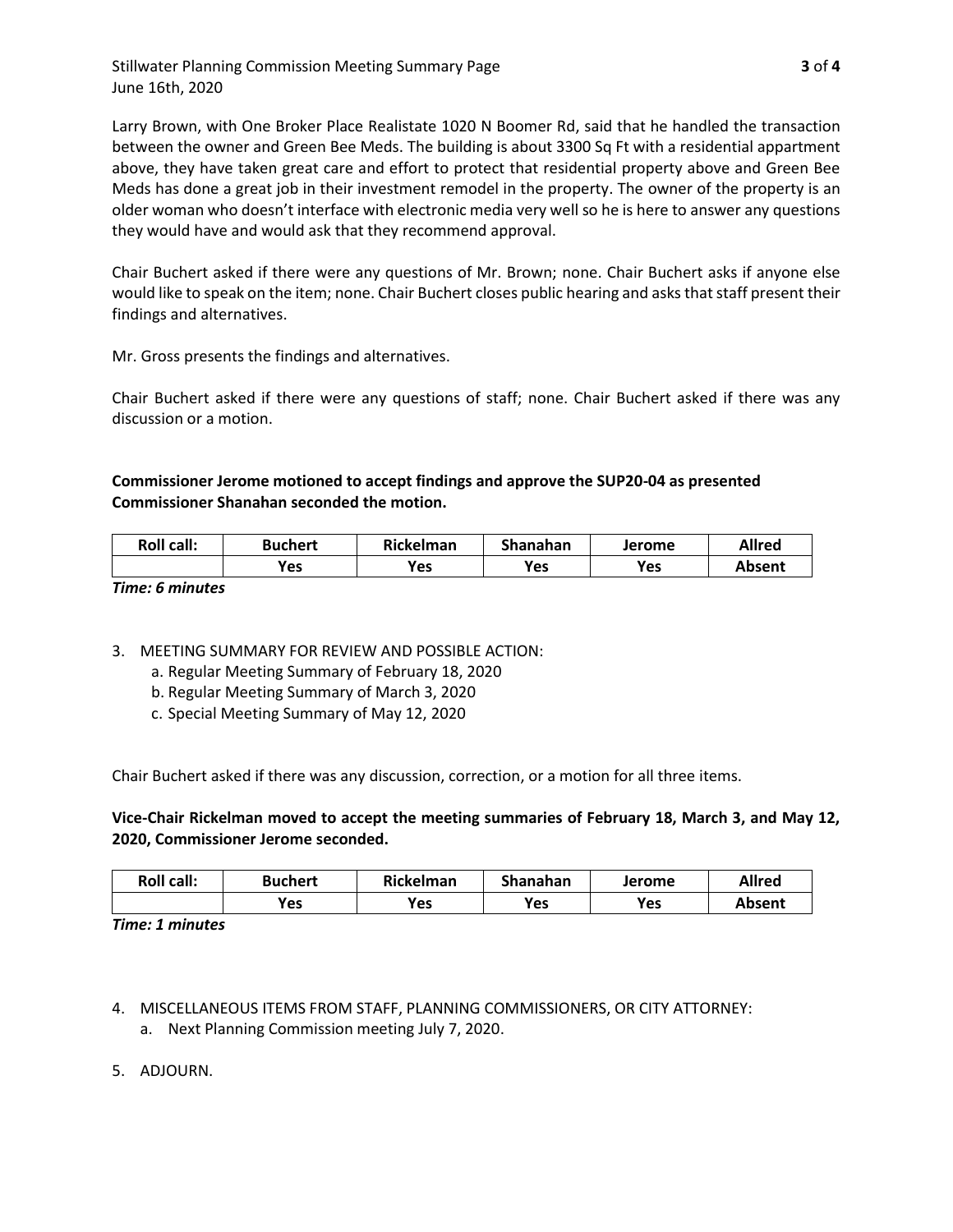Larry Brown, with One Broker Place Realistate 1020 N Boomer Rd, said that he handled the transaction between the owner and Green Bee Meds. The building is about 3300 Sq Ft with a residential appartment above, they have taken great care and effort to protect that residential property above and Green Bee Meds has done a great job in their investment remodel in the property. The owner of the property is an older woman who doesn't interface with electronic media very well so he is here to answer any questions they would have and would ask that they recommend approval.

Chair Buchert asked if there were any questions of Mr. Brown; none. Chair Buchert asks if anyone else would like to speak on the item; none. Chair Buchert closes public hearing and asks that staff present their findings and alternatives.

Mr. Gross presents the findings and alternatives.

Chair Buchert asked if there were any questions of staff; none. Chair Buchert asked if there was any discussion or a motion.

**Commissioner Jerome motioned to accept findings and approve the SUP20-04 as presented Commissioner Shanahan seconded the motion.**

| Roll call: | Buchert | Rickelman | Shanahan | Jerome | Allred |
|---|---|---|---|---|---|
| | Yes | Yes | Yes | Yes | Absent |

***Time: 6 minutes***

3. MEETING SUMMARY FOR REVIEW AND POSSIBLE ACTION:
   a. Regular Meeting Summary of February 18, 2020
   b. Regular Meeting Summary of March 3, 2020
   c. Special Meeting Summary of May 12, 2020

Chair Buchert asked if there was any discussion, correction, or a motion for all three items.

**Vice-Chair Rickelman moved to accept the meeting summaries of February 18, March 3, and May 12, 2020, Commissioner Jerome seconded.**

| Roll call: | Buchert | Rickelman | Shanahan | Jerome | Allred |
|---|---|---|---|---|---|
| | Yes | Yes | Yes | Yes | Absent |

***Time: 1 minutes***

4. MISCELLANEOUS ITEMS FROM STAFF, PLANNING COMMISSIONERS, OR CITY ATTORNEY:
   a. Next Planning Commission meeting July 7, 2020.

5. ADJOURN.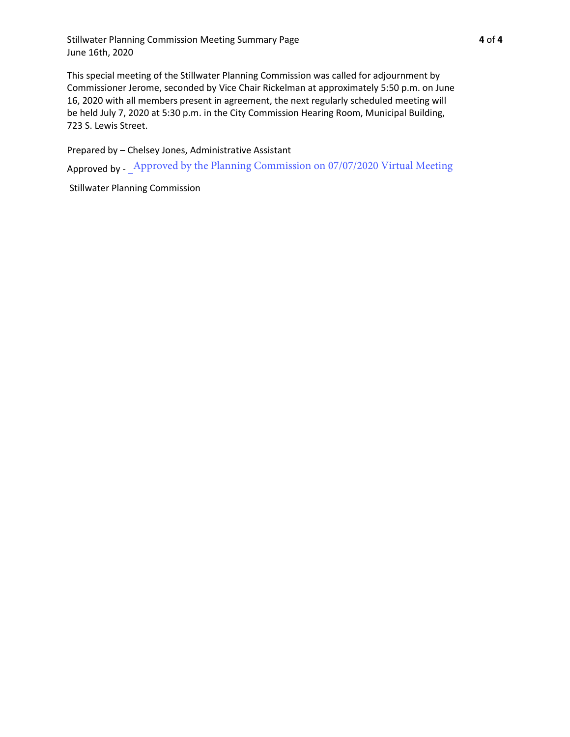This special meeting of the Stillwater Planning Commission was called for adjournment by Commissioner Jerome, seconded by Vice Chair Rickelman at approximately 5:50 p.m. on June 16, 2020 with all members present in agreement, the next regularly scheduled meeting will be held July 7, 2020 at 5:30 p.m. in the City Commission Hearing Room, Municipal Building, 723 S. Lewis Street.

Prepared by – Chelsey Jones, Administrative Assistant

Approved by - _Approved by the Planning Commission on 07/07/2020 Virtual Meeting

Stillwater Planning Commission